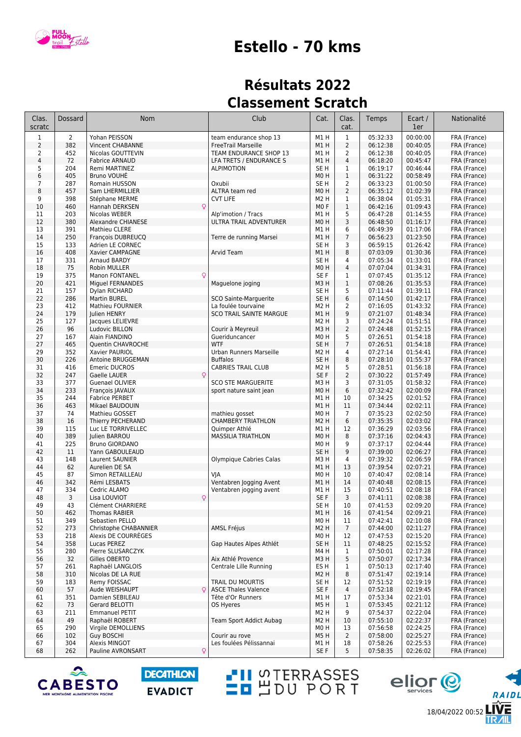# Estello - 70 kms

## Résultats 2022

## Classement Scratch

| Clas. scratc | Dossard | Nom | Club | Cat. | Clas. cat. | Temps | Ecart / 1er | Nationalité |
|---|---|---|---|---|---|---|---|---|
| 1 | 2 | Yohan PEISSON | team endurance shop 13 | M1 H | 1 | 05:32:33 | 00:00:00 | FRA (France) |
| 2 | 382 | Vincent CHABANNE | FreeTrail Marseille | M1 H | 2 | 06:12:38 | 00:40:05 | FRA (France) |
| 2 | 452 | Nicolas GOUTTEVIN | TEAM ENDURANCE SHOP 13 | M1 H | 2 | 06:12:38 | 00:40:05 | FRA (France) |
| 4 | 72 | Fabrice ARNAUD | LFA TRETS / ENDURANCE S | M1 H | 4 | 06:18:20 | 00:45:47 | FRA (France) |
| 5 | 204 | Remi MARTINEZ | ALPIMOTION | SE H | 1 | 06:19:17 | 00:46:44 | FRA (France) |
| 6 | 405 | Bruno VOUHÉ | | M0 H | 1 | 06:31:22 | 00:58:49 | FRA (France) |
| 7 | 287 | Romain HUSSON | Oxubii | SE H | 2 | 06:33:23 | 01:00:50 | FRA (France) |
| 8 | 457 | Sam LHERMILLIER | ALTRA team red | M0 H | 2 | 06:35:12 | 01:02:39 | FRA (France) |
| 9 | 398 | Stéphane MERME | CVT LIFE | M2 H | 1 | 06:38:04 | 01:05:31 | FRA (France) |
| 10 | 460 | Hannah DERKSEN ♀ | | M0 F | 1 | 06:42:16 | 01:09:43 | FRA (France) |
| 11 | 203 | Nicolas WEBER | Alp'imotion / Tracs | M1 H | 5 | 06:47:28 | 01:14:55 | FRA (France) |
| 12 | 380 | Alexandre CHIANESE | ULTRA TRAIL ADVENTURER | M0 H | 3 | 06:48:50 | 01:16:17 | FRA (France) |
| 13 | 391 | Mathieu CLERE | | M1 H | 6 | 06:49:39 | 01:17:06 | FRA (France) |
| 14 | 250 | François DUBREUCQ | Terre de running Marsei | M1 H | 7 | 06:56:23 | 01:23:50 | FRA (France) |
| 15 | 133 | Adrien LE CORNEC | | SE H | 3 | 06:59:15 | 01:26:42 | FRA (France) |
| 16 | 408 | Xavier CAMPAGNE | Arvid Team | M1 H | 8 | 07:03:09 | 01:30:36 | FRA (France) |
| 17 | 331 | Arnaud BARDY | | SE H | 4 | 07:05:34 | 01:33:01 | FRA (France) |
| 18 | 75 | Robin MULLER | | M0 H | 4 | 07:07:04 | 01:34:31 | FRA (France) |
| 19 | 375 | Manon FONTANEL ♀ | | SE F | 1 | 07:07:45 | 01:35:12 | FRA (France) |
| 20 | 421 | Miguel FERNANDES | Maguelone joging | M3 H | 1 | 07:08:26 | 01:35:53 | FRA (France) |
| 21 | 157 | Dylan RICHARD | | SE H | 5 | 07:11:44 | 01:39:11 | FRA (France) |
| 22 | 286 | Martin BUREL | SCO Sainte-Marguerite | SE H | 6 | 07:14:50 | 01:42:17 | FRA (France) |
| 23 | 412 | Mathieu FOURNIER | La foulée tourvaine | M2 H | 2 | 07:16:05 | 01:43:32 | FRA (France) |
| 24 | 179 | Julien HENRY | SCO TRAIL SAINTE MARGUE | M1 H | 9 | 07:21:07 | 01:48:34 | FRA (France) |
| 25 | 127 | Jacques LELIEVRE | | M2 H | 3 | 07:24:24 | 01:51:51 | FRA (France) |
| 26 | 96 | Ludovic BILLON | Courir à Meyreuil | M3 H | 2 | 07:24:48 | 01:52:15 | FRA (France) |
| 27 | 167 | Alain FIANDINO | Gueriduncancer | M0 H | 5 | 07:26:51 | 01:54:18 | FRA (France) |
| 27 | 465 | Quentin CHAVROCHE | WTF | SE H | 7 | 07:26:51 | 01:54:18 | FRA (France) |
| 29 | 352 | Xavier PAURIOL | Urban Runners Marseille | M2 H | 4 | 07:27:14 | 01:54:41 | FRA (France) |
| 30 | 226 | Antoine BRUGGEMAN | Buffalos | SE H | 8 | 07:28:10 | 01:55:37 | FRA (France) |
| 31 | 416 | Emeric DUCROS | CABRIES TRAIL CLUB | M2 H | 5 | 07:28:51 | 01:56:18 | FRA (France) |
| 32 | 247 | Gaelle LAUER ♀ | | SE F | 2 | 07:30:22 | 01:57:49 | FRA (France) |
| 33 | 377 | Guenael OLIVIER | SCO STE MARGUERITE | M3 H | 3 | 07:31:05 | 01:58:32 | FRA (France) |
| 34 | 233 | François JAVAUX | sport nature saint jean | M0 H | 6 | 07:32:42 | 02:00:09 | FRA (France) |
| 35 | 244 | Fabrice PERBET | | M1 H | 10 | 07:34:25 | 02:01:52 | FRA (France) |
| 36 | 463 | Mikael BAUDOUIN | | M1 H | 11 | 07:34:44 | 02:02:11 | FRA (France) |
| 37 | 74 | Mathieu GOSSET | mathieu gosset | M0 H | 7 | 07:35:23 | 02:02:50 | FRA (France) |
| 38 | 16 | Thierry PECHERAND | CHAMBERY TRIATHLON | M2 H | 6 | 07:35:35 | 02:03:02 | FRA (France) |
| 39 | 115 | Luc LE TORRIVELLEC | Quimper Athlé | M1 H | 12 | 07:36:29 | 02:03:56 | FRA (France) |
| 40 | 389 | Julien BARROU | MASSILIA TRIATHLON | M0 H | 8 | 07:37:16 | 02:04:43 | FRA (France) |
| 41 | 225 | Bruno GIORDANO | | M0 H | 9 | 07:37:17 | 02:04:44 | FRA (France) |
| 42 | 11 | Yann GABOULEAUD | | SE H | 9 | 07:39:00 | 02:06:27 | FRA (France) |
| 43 | 148 | Laurent SAUNIER | Olympique Cabries Calas | M3 H | 4 | 07:39:32 | 02:06:59 | FRA (France) |
| 44 | 62 | Aurelien DE SA | | M1 H | 13 | 07:39:54 | 02:07:21 | FRA (France) |
| 45 | 87 | Simon RETAILLEAU | VJA | M0 H | 10 | 07:40:47 | 02:08:14 | FRA (France) |
| 46 | 342 | Rémi LESBATS | Ventabren Jogging Avent | M1 H | 14 | 07:40:48 | 02:08:15 | FRA (France) |
| 47 | 334 | Cedric ALAMO | Ventabren jogging avent | M1 H | 15 | 07:40:51 | 02:08:18 | FRA (France) |
| 48 | 3 | Lisa LOUVIOT ♀ | | SE F | 3 | 07:41:11 | 02:08:38 | FRA (France) |
| 49 | 43 | Clément CHARRIERE | | SE H | 10 | 07:41:53 | 02:09:20 | FRA (France) |
| 50 | 462 | Thomas RABIER | | M1 H | 16 | 07:41:54 | 02:09:21 | FRA (France) |
| 51 | 349 | Sebastien PELLO | | M0 H | 11 | 07:42:41 | 02:10:08 | FRA (France) |
| 52 | 273 | Christophe CHABANNIER | AMSL Fréjus | M2 H | 7 | 07:44:00 | 02:11:27 | FRA (France) |
| 53 | 218 | Alexis DE COURRÈGES | | M0 H | 12 | 07:47:53 | 02:15:20 | FRA (France) |
| 54 | 358 | Lucas PEREZ | Gap Hautes Alpes Athlét | SE H | 11 | 07:48:25 | 02:15:52 | FRA (France) |
| 55 | 280 | Pierre SLUSARCZYK | | M4 H | 1 | 07:50:01 | 02:17:28 | FRA (France) |
| 56 | 32 | Gilles OBERTO | Aix Athlé Provence | M3 H | 5 | 07:50:07 | 02:17:34 | FRA (France) |
| 57 | 261 | Raphaël LANGLOIS | Centrale Lille Running | ES H | 1 | 07:50:13 | 02:17:40 | FRA (France) |
| 58 | 310 | Nicolas DE LA RUE | | M2 H | 8 | 07:51:47 | 02:19:14 | FRA (France) |
| 59 | 183 | Remy FOISSAC | TRAIL DU MOURTIS | SE H | 12 | 07:51:52 | 02:19:19 | FRA (France) |
| 60 | 57 | Aude WEISHAUPT ♀ | ASCE Thales Valence | SE F | 4 | 07:52:18 | 02:19:45 | FRA (France) |
| 61 | 351 | Damien SEBILEAU | Tête d'Or Runners | M1 H | 17 | 07:53:34 | 02:21:01 | FRA (France) |
| 62 | 73 | Gerard BELOTTI | OS Hyeres | M5 H | 1 | 07:53:45 | 02:21:12 | FRA (France) |
| 63 | 211 | Emmanuel PETIT | | M2 H | 9 | 07:54:37 | 02:22:04 | FRA (France) |
| 64 | 49 | Raphaël ROBERT | Team Sport Addict Aubag | M2 H | 10 | 07:55:10 | 02:22:37 | FRA (France) |
| 65 | 290 | Virgile DEMOLLIENS | | M0 H | 13 | 07:56:58 | 02:24:25 | FRA (France) |
| 66 | 102 | Guy BOSCHI | Courir au rove | M5 H | 2 | 07:58:00 | 02:25:27 | FRA (France) |
| 67 | 304 | Alexis MINGOT | Les foulées Pélissannai | M1 H | 18 | 07:58:26 | 02:25:53 | FRA (France) |
| 68 | 262 | Pauline AVRONSART ♀ | | SE F | 5 | 07:58:35 | 02:26:02 | FRA (France) |

18/04/2022 00:52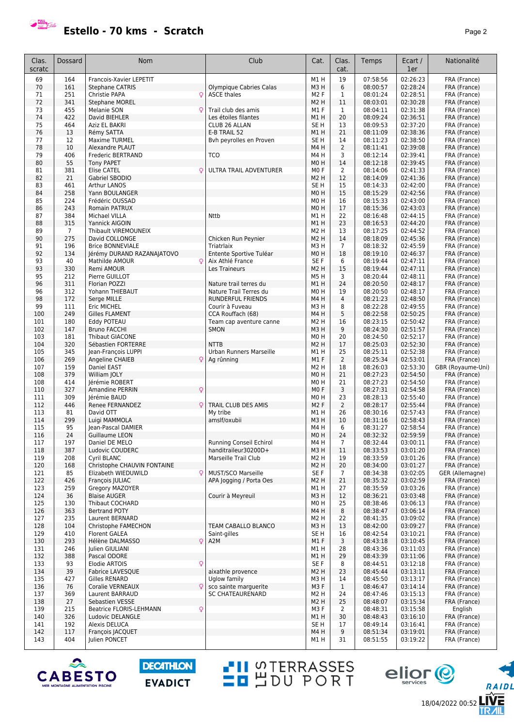# Estello - 70 kms - Scratch

| Clas. scratc | Dossard | Nom | Club | Cat. | Clas. cat. | Temps | Ecart / 1er | Nationalité |
|---|---|---|---|---|---|---|---|---|
| 69 | 164 | Francois-Xavier LEPETIT | | M1 H | 19 | 07:58:56 | 02:26:23 | FRA (France) |
| 70 | 161 | Stephane CATRIS | Olympique Cabries Calas | M3 H | 6 | 08:00:57 | 02:28:24 | FRA (France) |
| 71 | 251 | Christie PAPA ♀ | ASCE thales | M2 F | 1 | 08:01:24 | 02:28:51 | FRA (France) |
| 72 | 341 | Stephane MOREL | | M2 H | 11 | 08:03:01 | 02:30:28 | FRA (France) |
| 73 | 455 | Melanie SON ♀ | Trail club des amis | M1 F | 1 | 08:04:11 | 02:31:38 | FRA (France) |
| 74 | 422 | David BIEHLER | Les étoiles filantes | M1 H | 20 | 08:09:24 | 02:36:51 | FRA (France) |
| 75 | 464 | Aziz EL BAKRI | CLUB 26 ALLAN | SE H | 13 | 08:09:53 | 02:37:20 | FRA (France) |
| 76 | 13 | Rémy SATTA | E-B TRAIL 52 | M1 H | 21 | 08:11:09 | 02:38:36 | FRA (France) |
| 77 | 12 | Maxime TURMEL | Bvh peyrolles en Proven | SE H | 14 | 08:11:23 | 02:38:50 | FRA (France) |
| 78 | 10 | Alexandre PLAUT | | M4 H | 2 | 08:11:41 | 02:39:08 | FRA (France) |
| 79 | 406 | Frederic BERTRAND | TCO | M4 H | 3 | 08:12:14 | 02:39:41 | FRA (France) |
| 80 | 55 | Tony PAPET | | M0 H | 14 | 08:12:18 | 02:39:45 | FRA (France) |
| 81 | 381 | Elise CATEL ♀ | ULTRA TRAIL ADVENTURER | M0 F | 2 | 08:14:06 | 02:41:33 | FRA (France) |
| 82 | 21 | Gabriel SBODIO | | M2 H | 12 | 08:14:09 | 02:41:36 | FRA (France) |
| 83 | 461 | Arthur LANOS | | SE H | 15 | 08:14:33 | 02:42:00 | FRA (France) |
| 84 | 258 | Yann BOULANGER | | M0 H | 15 | 08:15:29 | 02:42:56 | FRA (France) |
| 85 | 224 | Frédéric OUSSAD | | M0 H | 16 | 08:15:33 | 02:43:00 | FRA (France) |
| 86 | 243 | Romain PATRUX | | M0 H | 17 | 08:15:36 | 02:43:03 | FRA (France) |
| 87 | 384 | Michael VILLA | Nttb | M1 H | 22 | 08:16:48 | 02:44:15 | FRA (France) |
| 88 | 315 | Yannick AIGOIN | | M1 H | 23 | 08:16:53 | 02:44:20 | FRA (France) |
| 89 | 7 | Thibault VIREMOUNEIX | | M2 H | 13 | 08:17:25 | 02:44:52 | FRA (France) |
| 90 | 275 | David COLLONGE | Chicken Run Peynier | M2 H | 14 | 08:18:09 | 02:45:36 | FRA (France) |
| 91 | 196 | Brice BONNEVIALE | Triatraix | M3 H | 7 | 08:18:32 | 02:45:59 | FRA (France) |
| 92 | 134 | Jérémy DURAND RAZANAJATOVO | Entente Sportive Tuléar | M0 H | 18 | 08:19:10 | 02:46:37 | FRA (France) |
| 93 | 40 | Mathilde AMOUR ♀ | Aix Athlé France | SE F | 6 | 08:19:44 | 02:47:11 | FRA (France) |
| 93 | 330 | Remi AMOUR | Les Traineurs | M2 H | 15 | 08:19:44 | 02:47:11 | FRA (France) |
| 95 | 212 | Pierre GUILLOT | | M5 H | 3 | 08:20:44 | 02:48:11 | FRA (France) |
| 96 | 311 | Florian POZZI | Nature trail terres du | M1 H | 24 | 08:20:50 | 02:48:17 | FRA (France) |
| 96 | 312 | Yohann THIEBAUT | Nature Trail Terres du | M0 H | 19 | 08:20:50 | 02:48:17 | FRA (France) |
| 98 | 172 | Serge MILLE | RUNDERFUL FRIENDS | M4 H | 4 | 08:21:23 | 02:48:50 | FRA (France) |
| 99 | 111 | Eric MICHEL | Courir à Fuveau | M3 H | 8 | 08:22:28 | 02:49:55 | FRA (France) |
| 100 | 249 | Gilles FLAMENT | CCA Rouffach (68) | M4 H | 5 | 08:22:58 | 02:50:25 | FRA (France) |
| 101 | 180 | Eddy POTEAU | Team cap aventure canne | M2 H | 16 | 08:23:15 | 02:50:42 | FRA (France) |
| 102 | 147 | Bruno FACCHI | SMON | M3 H | 9 | 08:24:30 | 02:51:57 | FRA (France) |
| 103 | 181 | Thibaut GIACONE | | M0 H | 20 | 08:24:50 | 02:52:17 | FRA (France) |
| 104 | 320 | Sébastien FORTERRE | NTTB | M2 H | 17 | 08:25:03 | 02:52:30 | FRA (France) |
| 105 | 345 | Jean-François LUPPI | Urban Runners Marseille | M1 H | 25 | 08:25:11 | 02:52:38 | FRA (France) |
| 106 | 269 | Angeline CHAIEB ♀ | Ag rûnning | M1 F | 2 | 08:25:34 | 02:53:01 | FRA (France) |
| 107 | 159 | Daniel EAST | | M2 H | 18 | 08:26:03 | 02:53:30 | GBR (Royaume-Uni) |
| 108 | 379 | William JOLY | | M0 H | 21 | 08:27:23 | 02:54:50 | FRA (France) |
| 108 | 414 | Jérémie ROBERT | | M0 H | 21 | 08:27:23 | 02:54:50 | FRA (France) |
| 110 | 327 | Amandine PERRIN ♀ | | M0 F | 3 | 08:27:31 | 02:54:58 | FRA (France) |
| 111 | 309 | Jérémie BAUD | | M0 H | 23 | 08:28:13 | 02:55:40 | FRA (France) |
| 112 | 446 | Renee FERNANDEZ ♀ | TRAIL CLUB DES AMIS | M2 F | 2 | 08:28:17 | 02:55:44 | FRA (France) |
| 113 | 81 | David OTT | My tribe | M1 H | 26 | 08:30:16 | 02:57:43 | FRA (France) |
| 114 | 299 | Luigi MAMMOLA | amslf/oxubii | M3 H | 10 | 08:31:16 | 02:58:43 | FRA (France) |
| 115 | 95 | Jean-Pascal DAMIER | | M4 H | 6 | 08:31:27 | 02:58:54 | FRA (France) |
| 116 | 24 | Guillaume LEON | | M0 H | 24 | 08:32:32 | 02:59:59 | FRA (France) |
| 117 | 197 | Daniel DE MELO | Running Conseil Echirol | M4 H | 7 | 08:32:44 | 03:00:11 | FRA (France) |
| 118 | 387 | Ludovic COUDERC | handitraileur30200D+ | M3 H | 11 | 08:33:53 | 03:01:20 | FRA (France) |
| 119 | 208 | Cyril BLANC | Marseille Trail Club | M2 H | 19 | 08:33:59 | 03:01:26 | FRA (France) |
| 120 | 168 | Christophe CHAUVIN FONTAINE | | M2 H | 20 | 08:34:00 | 03:01:27 | FRA (France) |
| 121 | 85 | Elizabeth WIEDUWILD ♀ | MUST/SCO Marseille | SE F | 7 | 08:34:38 | 03:02:05 | GER (Allemagne) |
| 122 | 426 | François JULIAC | APA Jogging / Porta Oes | M2 H | 21 | 08:35:32 | 03:02:59 | FRA (France) |
| 123 | 259 | Gregory MAZOYER | | M1 H | 27 | 08:35:59 | 03:03:26 | FRA (France) |
| 124 | 36 | Blaise AUGER | Courir à Meyreuil | M3 H | 12 | 08:36:21 | 03:03:48 | FRA (France) |
| 125 | 130 | Thibaut COCHARD | | M0 H | 25 | 08:38:46 | 03:06:13 | FRA (France) |
| 126 | 363 | Bertrand POTY | | M4 H | 8 | 08:38:47 | 03:06:14 | FRA (France) |
| 127 | 235 | Laurent BERNARD | | M2 H | 22 | 08:41:35 | 03:09:02 | FRA (France) |
| 128 | 104 | Christophe FAMECHON | TEAM CABALLO BLANCO | M3 H | 13 | 08:42:00 | 03:09:27 | FRA (France) |
| 129 | 410 | Florent GALEA | Saint-gilles | SE H | 16 | 08:42:54 | 03:10:21 | FRA (France) |
| 130 | 293 | Hélène DALMASSO ♀ | A2M | M1 F | 3 | 08:43:18 | 03:10:45 | FRA (France) |
| 131 | 246 | Julien GIULIANI | | M1 H | 28 | 08:43:36 | 03:11:03 | FRA (France) |
| 132 | 388 | Pascal ODORE | | M1 H | 29 | 08:43:39 | 03:11:06 | FRA (France) |
| 133 | 93 | Elodie ARTOIS ♀ | | SE F | 8 | 08:44:51 | 03:12:18 | FRA (France) |
| 134 | 39 | Fabrice LAVESQUE | aixathle provence | M2 H | 23 | 08:45:44 | 03:13:11 | FRA (France) |
| 135 | 427 | Gilles RENARD | Uglow family | M3 H | 14 | 08:45:50 | 03:13:17 | FRA (France) |
| 136 | 76 | Coralie VERNEAUX ♀ | sco sainte marguerite | M3 F | 1 | 08:46:47 | 03:14:14 | FRA (France) |
| 137 | 369 | Laurent BARRAUD | SC CHATEAURENARD | M2 H | 24 | 08:47:46 | 03:15:13 | FRA (France) |
| 138 | 27 | Sebastien VESSE | | M2 H | 25 | 08:48:07 | 03:15:34 | FRA (France) |
| 139 | 215 | Beatrice FLORIS-LEHMANN ♀ | | M3 F | 2 | 08:48:31 | 03:15:58 | English |
| 140 | 326 | Ludovic DELANGLE | | M1 H | 30 | 08:48:43 | 03:16:10 | FRA (France) |
| 141 | 192 | Alexis DELUCA | | SE H | 17 | 08:49:14 | 03:16:41 | FRA (France) |
| 142 | 117 | François JACQUET | | M4 H | 9 | 08:51:34 | 03:19:01 | FRA (France) |
| 143 | 404 | Julien PONCET | | M1 H | 31 | 08:51:55 | 03:19:22 | FRA (France) |

18/04/2022 00:52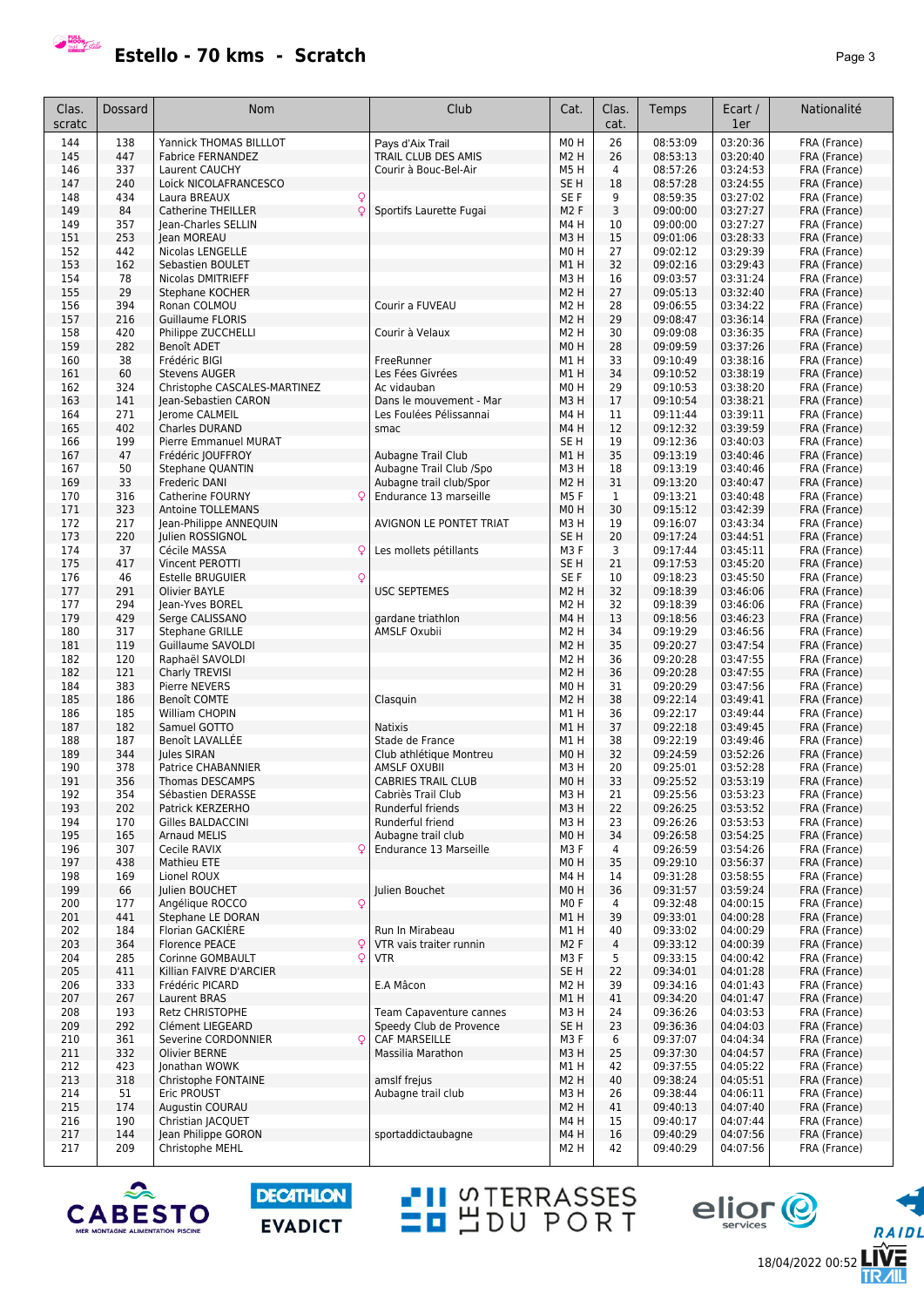# Estello - 70 kms - Scratch

| Clas. scratc | Dossard | Nom | | Club | Cat. | Clas. cat. | Temps | Ecart / 1er | Nationalité |
|---|---|---|---|---|---|---|---|---|---|
| 144 | 138 | Yannick THOMAS BILLLOT | | Pays d'Aix Trail | M0 H | 26 | 08:53:09 | 03:20:36 | FRA (France) |
| 145 | 447 | Fabrice FERNANDEZ | | TRAIL CLUB DES AMIS | M2 H | 26 | 08:53:13 | 03:20:40 | FRA (France) |
| 146 | 337 | Laurent CAUCHY | | Courir à Bouc-Bel-Air | M5 H | 4 | 08:57:26 | 03:24:53 | FRA (France) |
| 147 | 240 | Loick NICOLAFRANCESCO | | | SE H | 18 | 08:57:28 | 03:24:55 | FRA (France) |
| 148 | 434 | Laura BREAUX | ♀ | | SE F | 9 | 08:59:35 | 03:27:02 | FRA (France) |
| 149 | 84 | Catherine THEILLER | ♀ | Sportifs Laurette Fugai | M2 F | 3 | 09:00:00 | 03:27:27 | FRA (France) |
| 149 | 357 | Jean-Charles SELLIN | | | M4 H | 10 | 09:00:00 | 03:27:27 | FRA (France) |
| 151 | 253 | Jean MOREAU | | | M3 H | 15 | 09:01:06 | 03:28:33 | FRA (France) |
| 152 | 442 | Nicolas LENGELLE | | | M0 H | 27 | 09:02:12 | 03:29:39 | FRA (France) |
| 153 | 162 | Sebastien BOULET | | | M1 H | 32 | 09:02:16 | 03:29:43 | FRA (France) |
| 154 | 78 | Nicolas DMITRIEFF | | | M3 H | 16 | 09:03:57 | 03:31:24 | FRA (France) |
| 155 | 29 | Stephane KOCHER | | | M2 H | 27 | 09:05:13 | 03:32:40 | FRA (France) |
| 156 | 394 | Ronan COLMOU | | Courir a FUVEAU | M2 H | 28 | 09:06:55 | 03:34:22 | FRA (France) |
| 157 | 216 | Guillaume FLORIS | | | M2 H | 29 | 09:08:47 | 03:36:14 | FRA (France) |
| 158 | 420 | Philippe ZUCCHELLI | | Courir à Velaux | M2 H | 30 | 09:09:08 | 03:36:35 | FRA (France) |
| 159 | 282 | Benoît ADET | | | M0 H | 28 | 09:09:59 | 03:37:26 | FRA (France) |
| 160 | 38 | Frédéric BIGI | | FreeRunner | M1 H | 33 | 09:10:49 | 03:38:16 | FRA (France) |
| 161 | 60 | Stevens AUGER | | Les Fées Givrées | M1 H | 34 | 09:10:52 | 03:38:19 | FRA (France) |
| 162 | 324 | Christophe CASCALES-MARTINEZ | | Ac vidauban | M0 H | 29 | 09:10:53 | 03:38:20 | FRA (France) |
| 163 | 141 | Jean-Sebastien CARON | | Dans le mouvement - Mar | M3 H | 17 | 09:10:54 | 03:38:21 | FRA (France) |
| 164 | 271 | Jerome CALMEIL | | Les Foulées Pélissannai | M4 H | 11 | 09:11:44 | 03:39:11 | FRA (France) |
| 165 | 402 | Charles DURAND | | smac | M4 H | 12 | 09:12:32 | 03:39:59 | FRA (France) |
| 166 | 199 | Pierre Emmanuel MURAT | | | SE H | 19 | 09:12:36 | 03:40:03 | FRA (France) |
| 167 | 47 | Frédéric JOUFFROY | | Aubagne Trail Club | M1 H | 35 | 09:13:19 | 03:40:46 | FRA (France) |
| 167 | 50 | Stephane QUANTIN | | Aubagne Trail Club /Spo | M3 H | 18 | 09:13:19 | 03:40:46 | FRA (France) |
| 169 | 33 | Frederic DANI | | Aubagne trail club/Spor | M2 H | 31 | 09:13:20 | 03:40:47 | FRA (France) |
| 170 | 316 | Catherine FOURNY | ♀ | Endurance 13 marseille | M5 F | 1 | 09:13:21 | 03:40:48 | FRA (France) |
| 171 | 323 | Antoine TOLLEMANS | | | M0 H | 30 | 09:15:12 | 03:42:39 | FRA (France) |
| 172 | 217 | Jean-Philippe ANNEQUIN | | AVIGNON LE PONTET TRIAT | M3 H | 19 | 09:16:07 | 03:43:34 | FRA (France) |
| 173 | 220 | Julien ROSSIGNOL | | | SE H | 20 | 09:17:24 | 03:44:51 | FRA (France) |
| 174 | 37 | Cécile MASSA | ♀ | Les mollets pétillants | M3 F | 3 | 09:17:44 | 03:45:11 | FRA (France) |
| 175 | 417 | Vincent PEROTTI | | | SE H | 21 | 09:17:53 | 03:45:20 | FRA (France) |
| 176 | 46 | Estelle BRUGUIER | ♀ | | SE F | 10 | 09:18:23 | 03:45:50 | FRA (France) |
| 177 | 291 | Olivier BAYLE | | USC SEPTEMES | M2 H | 32 | 09:18:39 | 03:46:06 | FRA (France) |
| 177 | 294 | Jean-Yves BOREL | | | M2 H | 32 | 09:18:39 | 03:46:06 | FRA (France) |
| 179 | 429 | Serge CALISSANO | | gardane triathlon | M4 H | 13 | 09:18:56 | 03:46:23 | FRA (France) |
| 180 | 317 | Stephane GRILLE | | AMSLF Oxubii | M2 H | 34 | 09:19:29 | 03:46:56 | FRA (France) |
| 181 | 119 | Guillaume SAVOLDI | | | M2 H | 35 | 09:20:27 | 03:47:54 | FRA (France) |
| 182 | 120 | Raphaël SAVOLDI | | | M2 H | 36 | 09:20:28 | 03:47:55 | FRA (France) |
| 182 | 121 | Charly TREVISI | | | M2 H | 36 | 09:20:28 | 03:47:55 | FRA (France) |
| 184 | 383 | Pierre NEVERS | | | M0 H | 31 | 09:20:29 | 03:47:56 | FRA (France) |
| 185 | 186 | Benoît COMTE | | Clasquin | M2 H | 38 | 09:22:14 | 03:49:41 | FRA (France) |
| 186 | 185 | William CHOPIN | | | M1 H | 36 | 09:22:17 | 03:49:44 | FRA (France) |
| 187 | 182 | Samuel GOTTO | | Natixis | M1 H | 37 | 09:22:18 | 03:49:45 | FRA (France) |
| 188 | 187 | Benoît LAVALLÉE | | Stade de France | M1 H | 38 | 09:22:19 | 03:49:46 | FRA (France) |
| 189 | 344 | Jules SIRAN | | Club athlétique Montreu | M0 H | 32 | 09:24:59 | 03:52:26 | FRA (France) |
| 190 | 378 | Patrice CHABANNIER | | AMSLF OXUBII | M3 H | 20 | 09:25:01 | 03:52:28 | FRA (France) |
| 191 | 356 | Thomas DESCAMPS | | CABRIES TRAIL CLUB | M0 H | 33 | 09:25:52 | 03:53:19 | FRA (France) |
| 192 | 354 | Sébastien DERASSE | | Cabriès Trail Club | M3 H | 21 | 09:25:56 | 03:53:23 | FRA (France) |
| 193 | 202 | Patrick KERZERHO | | Runderful friends | M3 H | 22 | 09:26:25 | 03:53:52 | FRA (France) |
| 194 | 170 | Gilles BALDACCINI | | Runderful friend | M3 H | 23 | 09:26:26 | 03:53:53 | FRA (France) |
| 195 | 165 | Arnaud MELIS | | Aubagne trail club | M0 H | 34 | 09:26:58 | 03:54:25 | FRA (France) |
| 196 | 307 | Cecile RAVIX | ♀ | Endurance 13 Marseille | M3 F | 4 | 09:26:59 | 03:54:26 | FRA (France) |
| 197 | 438 | Mathieu ETE | | | M0 H | 35 | 09:29:10 | 03:56:37 | FRA (France) |
| 198 | 169 | Lionel ROUX | | | M4 H | 14 | 09:31:28 | 03:58:55 | FRA (France) |
| 199 | 66 | Julien BOUCHET | | Julien Bouchet | M0 H | 36 | 09:31:57 | 03:59:24 | FRA (France) |
| 200 | 177 | Angélique ROCCO | ♀ | | M0 F | 4 | 09:32:48 | 04:00:15 | FRA (France) |
| 201 | 441 | Stephane LE DORAN | | | M1 H | 39 | 09:33:01 | 04:00:28 | FRA (France) |
| 202 | 184 | Florian GACKIÈRE | | Run In Mirabeau | M1 H | 40 | 09:33:02 | 04:00:29 | FRA (France) |
| 203 | 364 | Florence PEACE | ♀ | VTR vais traiter runnin | M2 F | 4 | 09:33:12 | 04:00:39 | FRA (France) |
| 204 | 285 | Corinne GOMBAULT | ♀ | VTR | M3 F | 5 | 09:33:15 | 04:00:42 | FRA (France) |
| 205 | 411 | Killian FAIVRE D'ARCIER | | | SE H | 22 | 09:34:01 | 04:01:28 | FRA (France) |
| 206 | 333 | Frédéric PICARD | | E.A Mâcon | M2 H | 39 | 09:34:16 | 04:01:43 | FRA (France) |
| 207 | 267 | Laurent BRAS | | | M1 H | 41 | 09:34:20 | 04:01:47 | FRA (France) |
| 208 | 193 | Retz CHRISTOPHE | | Team Capaventure cannes | M3 H | 24 | 09:36:26 | 04:03:53 | FRA (France) |
| 209 | 292 | Clément LIEGEARD | | Speedy Club de Provence | SE H | 23 | 09:36:36 | 04:04:03 | FRA (France) |
| 210 | 361 | Severine CORDONNIER | ♀ | CAF MARSEILLE | M3 F | 6 | 09:37:07 | 04:04:34 | FRA (France) |
| 211 | 332 | Olivier BERNE | | Massilia Marathon | M3 H | 25 | 09:37:30 | 04:04:57 | FRA (France) |
| 212 | 423 | Jonathan WOWK | | | M1 H | 42 | 09:37:55 | 04:05:22 | FRA (France) |
| 213 | 318 | Christophe FONTAINE | | amslf frejus | M2 H | 40 | 09:38:24 | 04:05:51 | FRA (France) |
| 214 | 51 | Eric PROUST | | Aubagne trail club | M3 H | 26 | 09:38:44 | 04:06:11 | FRA (France) |
| 215 | 174 | Augustin COURAU | | | M2 H | 41 | 09:40:13 | 04:07:40 | FRA (France) |
| 216 | 190 | Christian JACQUET | | | M4 H | 15 | 09:40:17 | 04:07:44 | FRA (France) |
| 217 | 144 | Jean Philippe GORON | | sportaddictaubagne | M4 H | 16 | 09:40:29 | 04:07:56 | FRA (France) |
| 217 | 209 | Christophe MEHL | | | M2 H | 42 | 09:40:29 | 04:07:56 | FRA (France) |

18/04/2022 00:52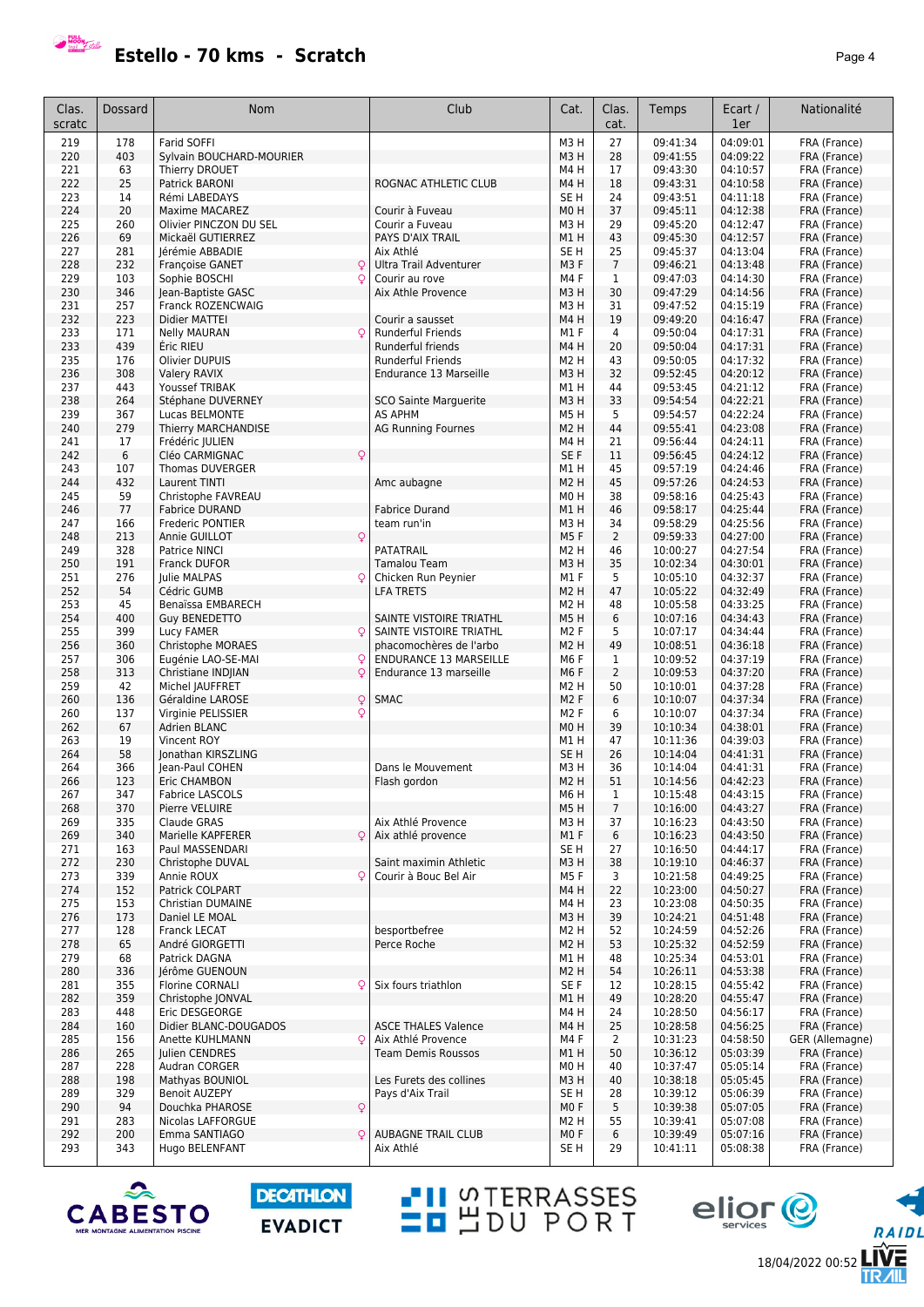# Estello - 70 kms - Scratch

| Clas. scratc | Dossard | Nom | Club | Cat. | Clas. cat. | Temps | Ecart / 1er | Nationalité |
|---|---|---|---|---|---|---|---|---|
| 219 | 178 | Farid SOFFI | | M3 H | 27 | 09:41:34 | 04:09:01 | FRA (France) |
| 220 | 403 | Sylvain BOUCHARD-MOURIER | | M3 H | 28 | 09:41:55 | 04:09:22 | FRA (France) |
| 221 | 63 | Thierry DROUET | | M4 H | 17 | 09:43:30 | 04:10:57 | FRA (France) |
| 222 | 25 | Patrick BARONI | ROGNAC ATHLETIC CLUB | M4 H | 18 | 09:43:31 | 04:10:58 | FRA (France) |
| 223 | 14 | Rémi LABEDAYS | | SE H | 24 | 09:43:51 | 04:11:18 | FRA (France) |
| 224 | 20 | Maxime MACAREZ | Courir à Fuveau | M0 H | 37 | 09:45:11 | 04:12:38 | FRA (France) |
| 225 | 260 | Olivier PINCZON DU SEL | Courir a Fuveau | M3 H | 29 | 09:45:20 | 04:12:47 | FRA (France) |
| 226 | 69 | Mickaël GUTIERREZ | PAYS D'AIX TRAIL | M1 H | 43 | 09:45:30 | 04:12:57 | FRA (France) |
| 227 | 281 | Jérémie ABBADIE | Aix Athlé | SE H | 25 | 09:45:37 | 04:13:04 | FRA (France) |
| 228 | 232 | Françoise GANET ♀ | Ultra Trail Adventurer | M3 F | 7 | 09:46:21 | 04:13:48 | FRA (France) |
| 229 | 103 | Sophie BOSCHI ♀ | Courir au rove | M4 F | 1 | 09:47:03 | 04:14:30 | FRA (France) |
| 230 | 346 | Jean-Baptiste GASC | Aix Athle Provence | M3 H | 30 | 09:47:29 | 04:14:56 | FRA (France) |
| 231 | 257 | Franck ROZENCWAIG | | M3 H | 31 | 09:47:52 | 04:15:19 | FRA (France) |
| 232 | 223 | Didier MATTEI | Courir a sausset | M4 H | 19 | 09:49:20 | 04:16:47 | FRA (France) |
| 233 | 171 | Nelly MAURAN ♀ | Runderful Friends | M1 F | 4 | 09:50:04 | 04:17:31 | FRA (France) |
| 233 | 439 | Éric RIEU | Runderful friends | M4 H | 20 | 09:50:04 | 04:17:31 | FRA (France) |
| 235 | 176 | Olivier DUPUIS | Runderful Friends | M2 H | 43 | 09:50:05 | 04:17:32 | FRA (France) |
| 236 | 308 | Valery RAVIX | Endurance 13 Marseille | M3 H | 32 | 09:52:45 | 04:20:12 | FRA (France) |
| 237 | 443 | Youssef TRIBAK | | M1 H | 44 | 09:53:45 | 04:21:12 | FRA (France) |
| 238 | 264 | Stéphane DUVERNEY | SCO Sainte Marguerite | M3 H | 33 | 09:54:54 | 04:22:21 | FRA (France) |
| 239 | 367 | Lucas BELMONTE | AS APHM | M5 H | 5 | 09:54:57 | 04:22:24 | FRA (France) |
| 240 | 279 | Thierry MARCHANDISE | AG Running Fournes | M2 H | 44 | 09:55:41 | 04:23:08 | FRA (France) |
| 241 | 17 | Frédéric JULIEN | | M4 H | 21 | 09:56:44 | 04:24:11 | FRA (France) |
| 242 | 6 | Cléo CARMIGNAC ♀ | | SE F | 11 | 09:56:45 | 04:24:12 | FRA (France) |
| 243 | 107 | Thomas DUVERGER | | M1 H | 45 | 09:57:19 | 04:24:46 | FRA (France) |
| 244 | 432 | Laurent TINTI | Amc aubagne | M2 H | 45 | 09:57:26 | 04:24:53 | FRA (France) |
| 245 | 59 | Christophe FAVREAU | | M0 H | 38 | 09:58:16 | 04:25:43 | FRA (France) |
| 246 | 77 | Fabrice DURAND | Fabrice Durand | M1 H | 46 | 09:58:17 | 04:25:44 | FRA (France) |
| 247 | 166 | Frederic PONTIER | team run'in | M3 H | 34 | 09:58:29 | 04:25:56 | FRA (France) |
| 248 | 213 | Annie GUILLOT ♀ | | M5 F | 2 | 09:59:33 | 04:27:00 | FRA (France) |
| 249 | 328 | Patrice NINCI | PATATRAIL | M2 H | 46 | 10:00:27 | 04:27:54 | FRA (France) |
| 250 | 191 | Franck DUFOR | Tamalou Team | M3 H | 35 | 10:02:34 | 04:30:01 | FRA (France) |
| 251 | 276 | Julie MALPAS ♀ | Chicken Run Peynier | M1 F | 5 | 10:05:10 | 04:32:37 | FRA (France) |
| 252 | 54 | Cédric GUMB | LFA TRETS | M2 H | 47 | 10:05:22 | 04:32:49 | FRA (France) |
| 253 | 45 | Benaïssa EMBARECH | | M2 H | 48 | 10:05:58 | 04:33:25 | FRA (France) |
| 254 | 400 | Guy BENEDETTO | SAINTE VISTOIRE TRIATHL | M5 H | 6 | 10:07:16 | 04:34:43 | FRA (France) |
| 255 | 399 | Lucy FAMER ♀ | SAINTE VISTOIRE TRIATHL | M2 F | 5 | 10:07:17 | 04:34:44 | FRA (France) |
| 256 | 360 | Christophe MORAES | phacomochères de l'arbo | M2 H | 49 | 10:08:51 | 04:36:18 | FRA (France) |
| 257 | 306 | Eugénie LAO-SE-MAI ♀ | ENDURANCE 13 MARSEILLE | M6 F | 1 | 10:09:52 | 04:37:19 | FRA (France) |
| 258 | 313 | Christiane INDJIAN ♀ | Endurance 13 marseille | M6 F | 2 | 10:09:53 | 04:37:20 | FRA (France) |
| 259 | 42 | Michel JAUFFRET | | M2 H | 50 | 10:10:01 | 04:37:28 | FRA (France) |
| 260 | 136 | Géraldine LAROSE ♀ | SMAC | M2 F | 6 | 10:10:07 | 04:37:34 | FRA (France) |
| 260 | 137 | Virginie PELISSIER ♀ | | M2 F | 6 | 10:10:07 | 04:37:34 | FRA (France) |
| 262 | 67 | Adrien BLANC | | M0 H | 39 | 10:10:34 | 04:38:01 | FRA (France) |
| 263 | 19 | Vincent ROY | | M1 H | 47 | 10:11:36 | 04:39:03 | FRA (France) |
| 264 | 58 | Jonathan KIRSZLING | | SE H | 26 | 10:14:04 | 04:41:31 | FRA (France) |
| 264 | 366 | Jean-Paul COHEN | Dans le Mouvement | M3 H | 36 | 10:14:04 | 04:41:31 | FRA (France) |
| 266 | 123 | Eric CHAMBON | Flash gordon | M2 H | 51 | 10:14:56 | 04:42:23 | FRA (France) |
| 267 | 347 | Fabrice LASCOLS | | M6 H | 1 | 10:15:48 | 04:43:15 | FRA (France) |
| 268 | 370 | Pierre VELUIRE | | M5 H | 7 | 10:16:00 | 04:43:27 | FRA (France) |
| 269 | 335 | Claude GRAS | Aix Athlé Provence | M3 H | 37 | 10:16:23 | 04:43:50 | FRA (France) |
| 269 | 340 | Marielle KAPFERER ♀ | Aix athlé provence | M1 F | 6 | 10:16:23 | 04:43:50 | FRA (France) |
| 271 | 163 | Paul MASSENDARI | | SE H | 27 | 10:16:50 | 04:44:17 | FRA (France) |
| 272 | 230 | Christophe DUVAL | Saint maximin Athletic | M3 H | 38 | 10:19:10 | 04:46:37 | FRA (France) |
| 273 | 339 | Annie ROUX ♀ | Courir à Bouc Bel Air | M5 F | 3 | 10:21:58 | 04:49:25 | FRA (France) |
| 274 | 152 | Patrick COLPART | | M4 H | 22 | 10:23:00 | 04:50:27 | FRA (France) |
| 275 | 153 | Christian DUMAINE | | M4 H | 23 | 10:23:08 | 04:50:35 | FRA (France) |
| 276 | 173 | Daniel LE MOAL | | M3 H | 39 | 10:24:21 | 04:51:48 | FRA (France) |
| 277 | 128 | Franck LECAT | besportbefree | M2 H | 52 | 10:24:59 | 04:52:26 | FRA (France) |
| 278 | 65 | André GIORGETTI | Perce Roche | M2 H | 53 | 10:25:32 | 04:52:59 | FRA (France) |
| 279 | 68 | Patrick DAGNA | | M1 H | 48 | 10:25:34 | 04:53:01 | FRA (France) |
| 280 | 336 | Jérôme GUENOUN | | M2 H | 54 | 10:26:11 | 04:53:38 | FRA (France) |
| 281 | 355 | Florine CORNALI ♀ | Six fours triathlon | SE F | 12 | 10:28:15 | 04:55:42 | FRA (France) |
| 282 | 359 | Christophe JONVAL | | M1 H | 49 | 10:28:20 | 04:55:47 | FRA (France) |
| 283 | 448 | Eric DESGEORGE | | M4 H | 24 | 10:28:50 | 04:56:17 | FRA (France) |
| 284 | 160 | Didier BLANC-DOUGADOS | ASCE THALES Valence | M4 H | 25 | 10:28:58 | 04:56:25 | FRA (France) |
| 285 | 156 | Anette KUHLMANN ♀ | Aix Athlé Provence | M4 F | 2 | 10:31:23 | 04:58:50 | GER (Allemagne) |
| 286 | 265 | Julien CENDRES | Team Demis Roussos | M1 H | 50 | 10:36:12 | 05:03:39 | FRA (France) |
| 287 | 228 | Audran CORGER | | M0 H | 40 | 10:37:47 | 05:05:14 | FRA (France) |
| 288 | 198 | Mathyas BOUNIOL | Les Furets des collines | M3 H | 40 | 10:38:18 | 05:05:45 | FRA (France) |
| 289 | 329 | Benoit AUZEPY | Pays d'Aix Trail | SE H | 28 | 10:39:12 | 05:06:39 | FRA (France) |
| 290 | 94 | Douchka PHAROSE ♀ | | M0 F | 5 | 10:39:38 | 05:07:05 | FRA (France) |
| 291 | 283 | Nicolas LAFFORGUE | | M2 H | 55 | 10:39:41 | 05:07:08 | FRA (France) |
| 292 | 200 | Emma SANTIAGO ♀ | AUBAGNE TRAIL CLUB | M0 F | 6 | 10:39:49 | 05:07:16 | FRA (France) |
| 293 | 343 | Hugo BELENFANT | Aix Athlé | SE H | 29 | 10:41:11 | 05:08:38 | FRA (France) |

18/04/2022 00:52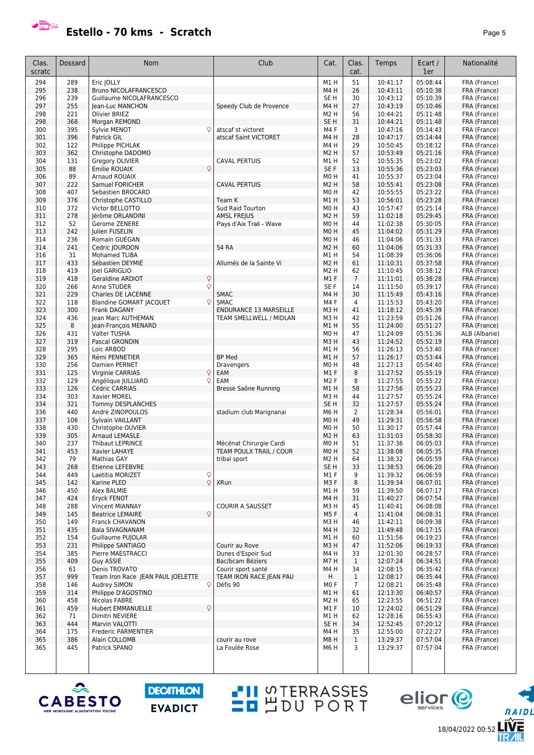# Estello - 70 kms - Scratch

| Clas. scratc | Dossard | Nom | Club | Cat. | Clas. cat. | Temps | Ecart / 1er | Nationalité |
|---|---|---|---|---|---|---|---|---|
| 294 | 289 | Eric JOLLY | | M1 H | 51 | 10:41:17 | 05:08:44 | FRA (France) |
| 295 | 238 | Bruno NICOLAFRANCESCO | | M4 H | 26 | 10:43:11 | 05:10:38 | FRA (France) |
| 296 | 239 | Guillaume NICOLAFRANCESCO | | SE H | 30 | 10:43:12 | 05:10:39 | FRA (France) |
| 297 | 255 | Jean-Luc MANCHON | Speedy Club de Provence | M4 H | 27 | 10:43:19 | 05:10:46 | FRA (France) |
| 298 | 221 | Olivier BRIEZ | | M2 H | 56 | 10:44:21 | 05:11:48 | FRA (France) |
| 298 | 368 | Morgan REMOND | | SE H | 31 | 10:44:21 | 05:11:48 | FRA (France) |
| 300 | 395 | Sylvie MENOT ♀ | atscaf st victoret | M4 F | 3 | 10:47:16 | 05:14:43 | FRA (France) |
| 301 | 396 | Patrick GIL | atscaf Saint VICTORET | M4 H | 28 | 10:47:17 | 05:14:44 | FRA (France) |
| 302 | 122 | Philippe PICHLAK | | M4 H | 29 | 10:50:45 | 05:18:12 | FRA (France) |
| 303 | 362 | Christophe DADOMO | | M2 H | 57 | 10:53:49 | 05:21:16 | FRA (France) |
| 304 | 131 | Gregory OLIVIER | CAVAL PERTUIS | M1 H | 52 | 10:55:35 | 05:23:02 | FRA (France) |
| 305 | 88 | Emilie ROUAIX ♀ | | SE F | 13 | 10:55:36 | 05:23:03 | FRA (France) |
| 306 | 89 | Arnaud ROUAIX | | M0 H | 41 | 10:55:37 | 05:23:04 | FRA (France) |
| 307 | 222 | Samuel FORICHER | CAVAL PERTUIS | M2 H | 58 | 10:55:41 | 05:23:08 | FRA (France) |
| 308 | 407 | Sebastien BROCARD | | M0 H | 42 | 10:55:55 | 05:23:22 | FRA (France) |
| 309 | 376 | Christophe CASTILLO | Team K | M1 H | 53 | 10:56:01 | 05:23:28 | FRA (France) |
| 310 | 372 | Victor BELLOTTO | Sud Raid Tourton | M0 H | 43 | 10:57:47 | 05:25:14 | FRA (France) |
| 311 | 278 | Jérôme ORLANDINI | AMSL FREJUS | M2 H | 59 | 11:02:18 | 05:29:45 | FRA (France) |
| 312 | 52 | Gerome ZENERE | Pays d'Aix Trail - Wave | M0 H | 44 | 11:02:38 | 05:30:05 | FRA (France) |
| 313 | 242 | Julien FUSELIN | | M0 H | 45 | 11:04:02 | 05:31:29 | FRA (France) |
| 314 | 236 | Romain GUÉGAN | | M0 H | 46 | 11:04:06 | 05:31:33 | FRA (France) |
| 314 | 241 | Cedric JOURDON | 54 RA | M2 H | 60 | 11:04:06 | 05:31:33 | FRA (France) |
| 316 | 31 | Mohamed TLIBA | | M1 H | 54 | 11:08:39 | 05:36:06 | FRA (France) |
| 317 | 433 | Sébastien DEYMIÉ | Allumés de la Sainte Vi | M2 H | 61 | 11:10:31 | 05:37:58 | FRA (France) |
| 318 | 419 | Joel GARIGLIO | | M2 H | 62 | 11:10:45 | 05:38:12 | FRA (France) |
| 319 | 418 | Geraldine ARDIOT ♀ | | M1 F | 7 | 11:11:01 | 05:38:28 | FRA (France) |
| 320 | 266 | Anne STUDER ♀ | | SE F | 14 | 11:11:50 | 05:39:17 | FRA (France) |
| 321 | 229 | Charles DE LACENNE | SMAC | M4 H | 30 | 11:15:49 | 05:43:16 | FRA (France) |
| 322 | 118 | Blandine GOMART JACQUET ♀ | SMAC | M4 F | 4 | 11:15:53 | 05:43:20 | FRA (France) |
| 323 | 300 | Frank DAGANY | ENDURANCE 13 MARSEILLE | M3 H | 41 | 11:18:12 | 05:45:39 | FRA (France) |
| 324 | 436 | Jean Marc AUTHEMAN | TEAM SMELLWELL / MIDLAN | M3 H | 42 | 11:23:59 | 05:51:26 | FRA (France) |
| 325 | 8 | Jean-François MENARD | | M1 H | 55 | 11:24:00 | 05:51:27 | FRA (France) |
| 326 | 431 | Valter TUSHA | | M0 H | 47 | 11:24:09 | 05:51:36 | ALB (Albanie) |
| 327 | 319 | Pascal GRONDIN | | M3 H | 43 | 11:24:52 | 05:52:19 | FRA (France) |
| 328 | 295 | Loic ARBOD | | M1 H | 56 | 11:26:13 | 05:53:40 | FRA (France) |
| 329 | 365 | Rémi PENNETIER | BP Med | M1 H | 57 | 11:26:17 | 05:53:44 | FRA (France) |
| 330 | 256 | Damien PERNET | Dravengers | M0 H | 48 | 11:27:13 | 05:54:40 | FRA (France) |
| 331 | 125 | Virginie CARRIAS ♀ | EAM | M1 F | 8 | 11:27:52 | 05:55:19 | FRA (France) |
| 332 | 129 | Angélique JULLIARD ♀ | EAM | M2 F | 8 | 11:27:55 | 05:55:22 | FRA (France) |
| 333 | 126 | Cédric CARRIAS | Bresse Saône Running | M1 H | 58 | 11:27:56 | 05:55:23 | FRA (France) |
| 334 | 303 | Xavier MOREL | | M3 H | 44 | 11:27:57 | 05:55:24 | FRA (France) |
| 334 | 321 | Tommy DESPLANCHES | | SE H | 32 | 11:27:57 | 05:55:24 | FRA (France) |
| 336 | 440 | André ZINOPOULOS | stadium club Marignanai | M6 H | 2 | 11:28:34 | 05:56:01 | FRA (France) |
| 337 | 106 | Sylvain VAILLANT | | M0 H | 49 | 11:29:31 | 05:56:58 | FRA (France) |
| 338 | 430 | Christophe OUVIER | | M0 H | 50 | 11:30:17 | 05:57:44 | FRA (France) |
| 339 | 305 | Arnaud LEMASLE | | M2 H | 63 | 11:31:03 | 05:58:30 | FRA (France) |
| 340 | 237 | Thibaut LEPRINCE | Mécénat Chirurgie Cardi | M0 H | 51 | 11:37:36 | 06:05:03 | FRA (France) |
| 341 | 453 | Xavier LAHAYE | TEAM POULX TRAIL / COUR | M0 H | 52 | 11:38:08 | 06:05:35 | FRA (France) |
| 342 | 79 | Mathias GAY | tribal sport | M2 H | 64 | 11:38:32 | 06:05:59 | FRA (France) |
| 343 | 268 | Etienne LEFEBVRE | | SE H | 33 | 11:38:53 | 06:06:20 | FRA (France) |
| 344 | 449 | Laetitia MORIZET ♀ | | M1 F | 9 | 11:39:32 | 06:06:59 | FRA (France) |
| 345 | 142 | Karine PLED ♀ | XRun | M3 F | 8 | 11:39:34 | 06:07:01 | FRA (France) |
| 346 | 450 | Alex BALMIE | | M1 H | 59 | 11:39:50 | 06:07:17 | FRA (France) |
| 347 | 424 | Eryck FENOT | | M4 H | 31 | 11:40:27 | 06:07:54 | FRA (France) |
| 348 | 288 | Vincent MIANNAY | COURIR A SAUSSET | M3 H | 45 | 11:40:41 | 06:08:08 | FRA (France) |
| 349 | 145 | Beatrice LEMAIRE ♀ | | M5 F | 4 | 11:41:04 | 06:08:31 | FRA (France) |
| 350 | 149 | Franck CHAVANON | | M3 H | 46 | 11:42:11 | 06:09:38 | FRA (France) |
| 351 | 435 | Bala SIVAGNANAM | | M4 H | 32 | 11:49:48 | 06:17:15 | FRA (France) |
| 352 | 154 | Guillaume PUJOLAR | | M1 H | 60 | 11:51:56 | 06:19:23 | FRA (France) |
| 353 | 231 | Philippe SANTIAGO | Courir au Rove | M3 H | 47 | 11:52:06 | 06:19:33 | FRA (France) |
| 354 | 385 | Pierre MAESTRACCI | Dunes d'Espoir Sud | M4 H | 33 | 12:01:30 | 06:28:57 | FRA (France) |
| 355 | 409 | Guy ASSIÉ | Bac/bcam Béziers | M7 H | 1 | 12:07:24 | 06:34:51 | FRA (France) |
| 356 | 61 | Denis TROVATO | Courir sport santé | M4 H | 34 | 12:08:15 | 06:35:42 | FRA (France) |
| 357 | 999 | Team Iron Race JEAN PAUL JOELETTE | TEAM IRON RACE JEAN PAU | H | 1 | 12:08:17 | 06:35:44 | FRA (France) |
| 358 | 146 | Audrey SIMON ♀ | Défis 90 | M0 F | 7 | 12:08:21 | 06:35:48 | FRA (France) |
| 359 | 314 | Philippe D'AGOSTINO | | M1 H | 61 | 12:13:30 | 06:40:57 | FRA (France) |
| 360 | 458 | Nicolas FABRE | | M2 H | 65 | 12:23:55 | 06:51:22 | FRA (France) |
| 361 | 459 | Hubert EMMANUELLE ♀ | | M1 F | 10 | 12:24:02 | 06:51:29 | FRA (France) |
| 362 | 71 | Dimitri NEVIERE | | M1 H | 62 | 12:28:16 | 06:55:43 | FRA (France) |
| 363 | 444 | Marvin VALOTTI | | SE H | 34 | 12:52:45 | 07:20:12 | FRA (France) |
| 364 | 175 | Frederic PARMENTIER | | M4 H | 35 | 12:55:00 | 07:22:27 | FRA (France) |
| 365 | 386 | Alain COLLOMB | courir au rove | M8 H | 1 | 13:29:37 | 07:57:04 | FRA (France) |
| 365 | 445 | Patrick SPANO | La Foulée Rose | M6 H | 3 | 13:29:37 | 07:57:04 | FRA (France) |

18/04/2022 00:52